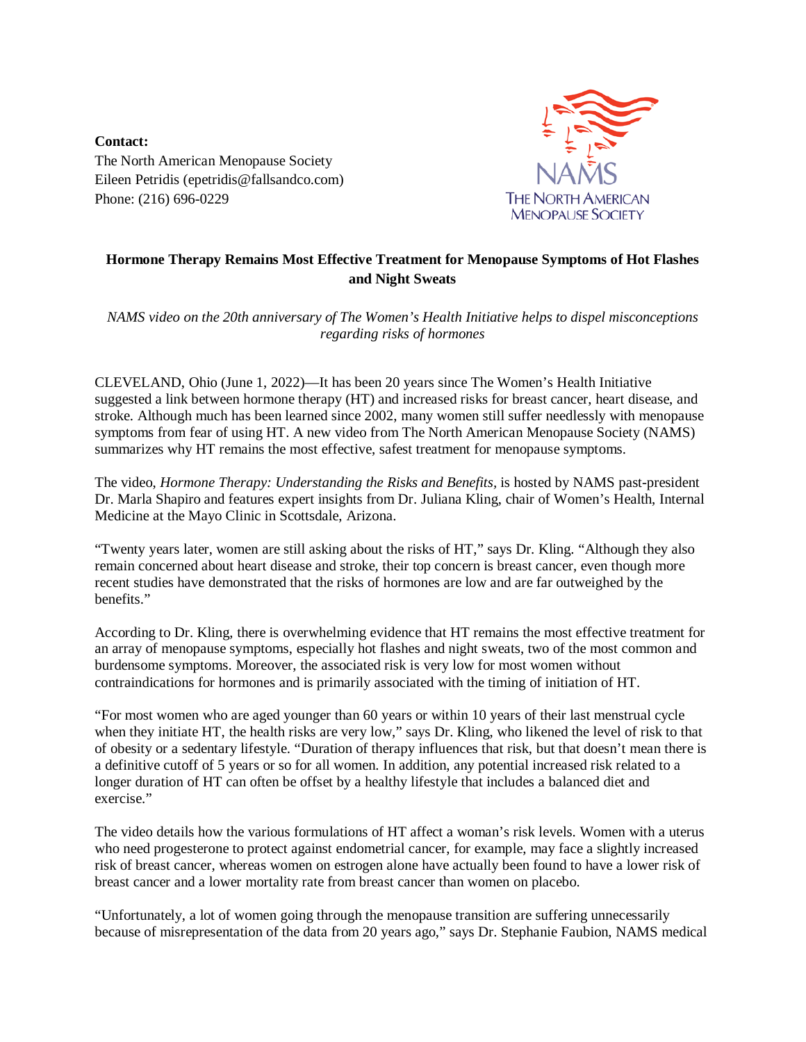**Contact:**
The North American Menopause Society
Eileen Petridis (epetridis@fallsandco.com)
Phone: (216) 696-0229

NAMS
THE NORTH AMERICAN MENOPAUSE SOCIETY

**Hormone Therapy Remains Most Effective Treatment for Menopause Symptoms of Hot Flashes and Night Sweats**

*NAMS video on the 20th anniversary of The Women's Health Initiative helps to dispel misconceptions regarding risks of hormones*

CLEVELAND, Ohio (June 1, 2022)—It has been 20 years since The Women's Health Initiative suggested a link between hormone therapy (HT) and increased risks for breast cancer, heart disease, and stroke. Although much has been learned since 2002, many women still suffer needlessly with menopause symptoms from fear of using HT. A new video from The North American Menopause Society (NAMS) summarizes why HT remains the most effective, safest treatment for menopause symptoms.

The video, *Hormone Therapy: Understanding the Risks and Benefits*, is hosted by NAMS past-president Dr. Marla Shapiro and features expert insights from Dr. Juliana Kling, chair of Women's Health, Internal Medicine at the Mayo Clinic in Scottsdale, Arizona.

"Twenty years later, women are still asking about the risks of HT," says Dr. Kling. "Although they also remain concerned about heart disease and stroke, their top concern is breast cancer, even though more recent studies have demonstrated that the risks of hormones are low and are far outweighed by the benefits."

According to Dr. Kling, there is overwhelming evidence that HT remains the most effective treatment for an array of menopause symptoms, especially hot flashes and night sweats, two of the most common and burdensome symptoms. Moreover, the associated risk is very low for most women without contraindications for hormones and is primarily associated with the timing of initiation of HT.

"For most women who are aged younger than 60 years or within 10 years of their last menstrual cycle when they initiate HT, the health risks are very low," says Dr. Kling, who likened the level of risk to that of obesity or a sedentary lifestyle. "Duration of therapy influences that risk, but that doesn't mean there is a definitive cutoff of 5 years or so for all women. In addition, any potential increased risk related to a longer duration of HT can often be offset by a healthy lifestyle that includes a balanced diet and exercise."

The video details how the various formulations of HT affect a woman's risk levels. Women with a uterus who need progesterone to protect against endometrial cancer, for example, may face a slightly increased risk of breast cancer, whereas women on estrogen alone have actually been found to have a lower risk of breast cancer and a lower mortality rate from breast cancer than women on placebo.

"Unfortunately, a lot of women going through the menopause transition are suffering unnecessarily because of misrepresentation of the data from 20 years ago," says Dr. Stephanie Faubion, NAMS medical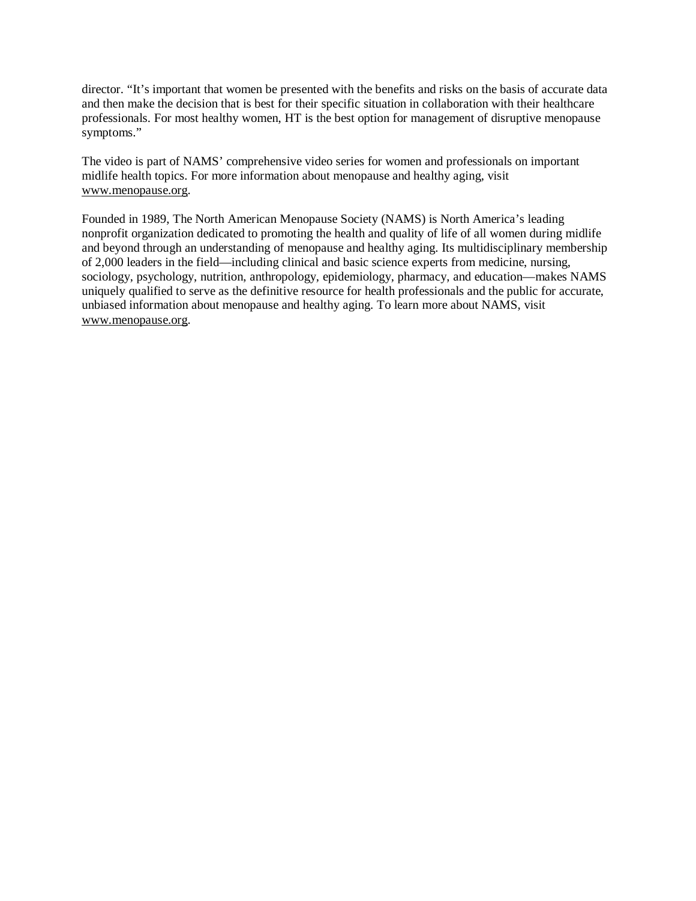director. “It’s important that women be presented with the benefits and risks on the basis of accurate data and then make the decision that is best for their specific situation in collaboration with their healthcare professionals. For most healthy women, HT is the best option for management of disruptive menopause symptoms.”

The video is part of NAMS’ comprehensive video series for women and professionals on important midlife health topics. For more information about menopause and healthy aging, visit www.menopause.org.

Founded in 1989, The North American Menopause Society (NAMS) is North America’s leading nonprofit organization dedicated to promoting the health and quality of life of all women during midlife and beyond through an understanding of menopause and healthy aging. Its multidisciplinary membership of 2,000 leaders in the field—including clinical and basic science experts from medicine, nursing, sociology, psychology, nutrition, anthropology, epidemiology, pharmacy, and education—makes NAMS uniquely qualified to serve as the definitive resource for health professionals and the public for accurate, unbiased information about menopause and healthy aging. To learn more about NAMS, visit www.menopause.org.